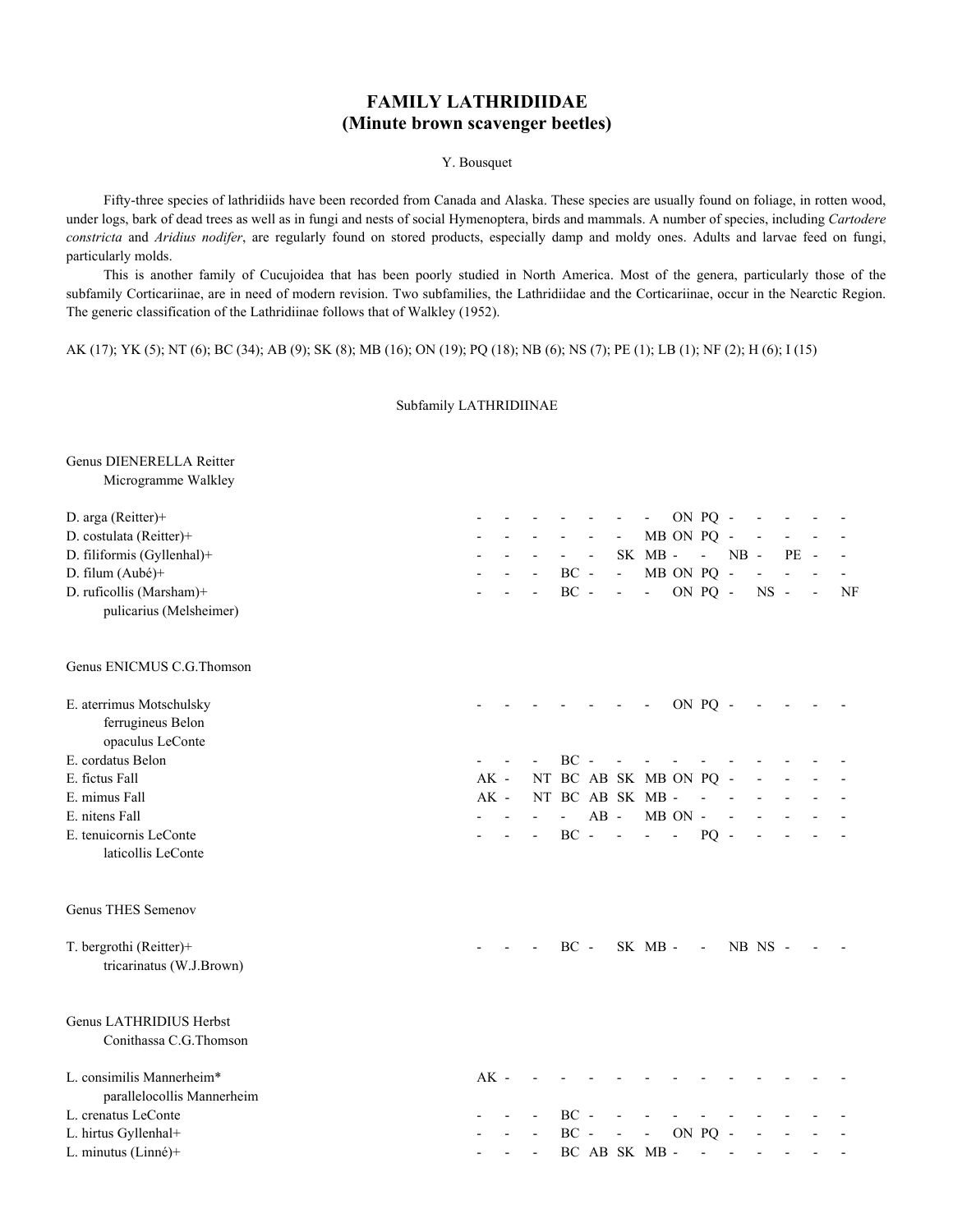# FAMILY LATHRIDIIDAE
## (Minute brown scavenger beetles)

Y. Bousquet

Fifty-three species of lathridiids have been recorded from Canada and Alaska. These species are usually found on foliage, in rotten wood, under logs, bark of dead trees as well as in fungi and nests of social Hymenoptera, birds and mammals. A number of species, including *Cartodere constricta* and *Aridius nodifer*, are regularly found on stored products, especially damp and moldy ones. Adults and larvae feed on fungi, particularly molds.

This is another family of Cucujoidea that has been poorly studied in North America. Most of the genera, particularly those of the subfamily Corticariinae, are in need of modern revision. Two subfamilies, the Lathridiidae and the Corticariinae, occur in the Nearctic Region. The generic classification of the Lathridiinae follows that of Walkley (1952).

AK (17); YK (5); NT (6); BC (34); AB (9); SK (8); MB (16); ON (19); PQ (18); NB (6); NS (7); PE (1); LB (1); NF (2); H (6); I (15)

### Subfamily LATHRIDIINAE

Genus DIENERELLA Reitter
    Microgramme Walkley

| | | | | | | | | | | | | | | |
|---|---|---|---|---|---|---|---|---|---|---|---|---|---|---|
| D. arga (Reitter)+ | - | - | - | - | - | - | - | ON | PQ | - | - | - | - | - |
| D. costulata (Reitter)+ | - | - | - | - | - | - | MB | ON | PQ | - | - | - | - | - |
| D. filiformis (Gyllenhal)+ | - | - | - | - | - | SK | MB | - | - | NB | - | PE | - | - |
| D. filum (Aubé)+ | - | - | - | BC | - | - | MB | ON | PQ | - | - | - | - | - |
| D. ruficollis (Marsham)+ | - | - | - | BC | - | - | - | ON | PQ | - | NS | - | - | NF |
| pulicarius (Melsheimer) | | | | | | | | | | | | | | |

Genus ENICMUS C.G.Thomson

| | | | | | | | | | | | | | | |
|---|---|---|---|---|---|---|---|---|---|---|---|---|---|---|
| E. aterrimus Motschulsky | - | - | - | - | - | - | - | ON | PQ | - | - | - | - | - |
| ferrugineus Belon | | | | | | | | | | | | | | |
| opaculus LeConte | | | | | | | | | | | | | | |
| E. cordatus Belon | - | - | - | BC | - | - | - | - | - | - | - | - | - | - |
| E. fictus Fall | AK | - | NT | BC | AB | SK | MB | ON | PQ | - | - | - | - | - |
| E. mimus Fall | AK | - | NT | BC | AB | SK | MB | - | - | - | - | - | - | - |
| E. nitens Fall | - | - | - | - | AB | - | MB | ON | - | - | - | - | - | - |
| E. tenuicornis LeConte | - | - | - | BC | - | - | - | - | PQ | - | - | - | - | - |
| laticollis LeConte | | | | | | | | | | | | | | |

Genus THES Semenov

| | | | | | | | | | | | | | | |
|---|---|---|---|---|---|---|---|---|---|---|---|---|---|---|
| T. bergrothi (Reitter)+ | - | - | - | BC | - | SK | MB | - | - | NB | NS | - | - | - |
| tricarinatus (W.J.Brown) | | | | | | | | | | | | | | |

Genus LATHRIDIUS Herbst
    Conithassa C.G.Thomson

| | | | | | | | | | | | | | | |
|---|---|---|---|---|---|---|---|---|---|---|---|---|---|---|
| L. consimilis Mannerheim* | AK | - | - | - | - | - | - | - | - | - | - | - | - | - |
| parallelocollis Mannerheim | | | | | | | | | | | | | | |
| L. crenatus LeConte | - | - | - | BC | - | - | - | - | - | - | - | - | - | - |
| L. hirtus Gyllenhal+ | - | - | - | BC | - | - | - | ON | PQ | - | - | - | - | - |
| L. minutus (Linné)+ | - | - | - | BC | AB | SK | MB | - | - | - | - | - | - | - |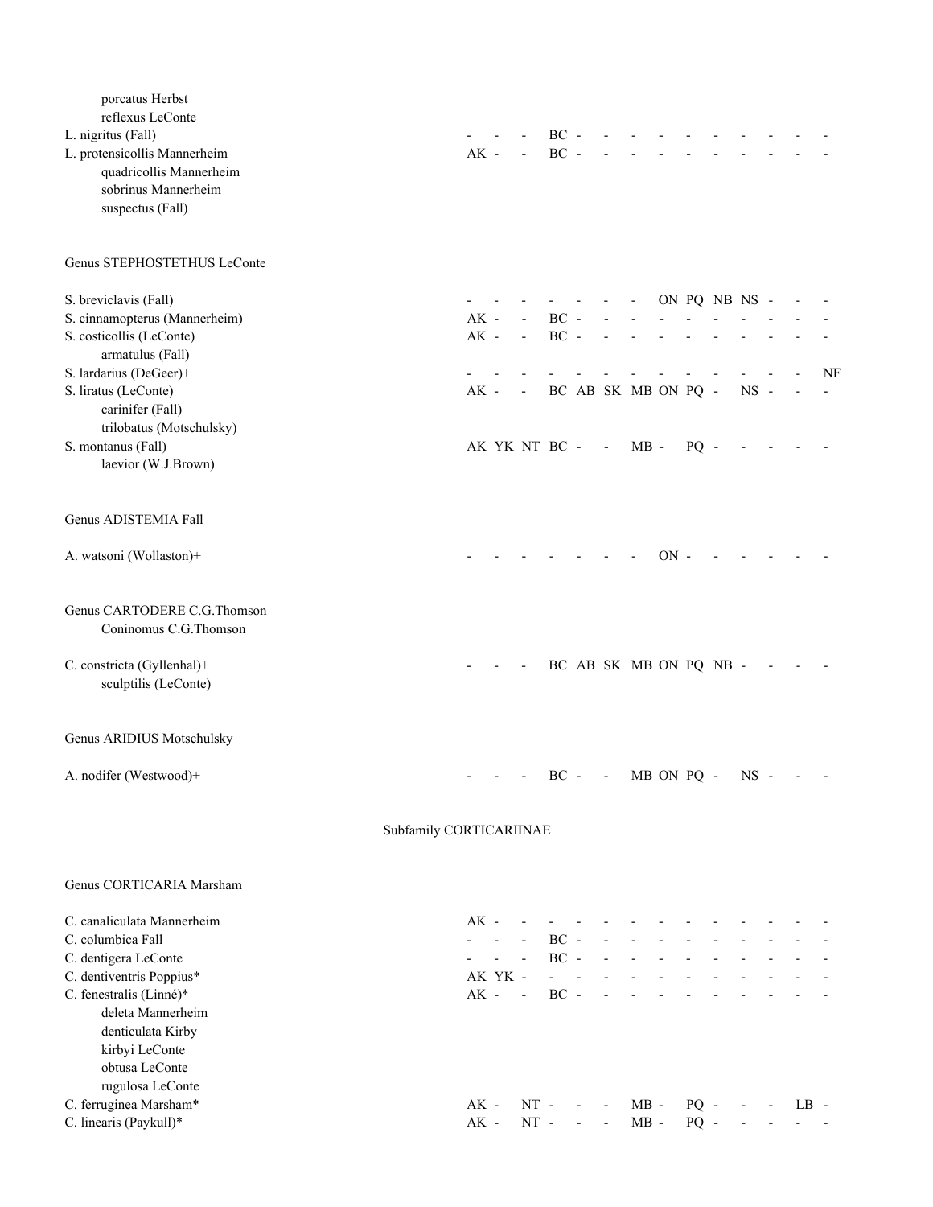|  |  |  |  |  |  |  |  |  |  |  |  |  |  |  |
|---|---|---|---|---|---|---|---|---|---|---|---|---|---|---|
| porcatus Herbst | | | | | | | | | | | | | | |
| reflexus LeConte | | | | | | | | | | | | | | |
| L. nigritus (Fall) | - | - | - | BC | - | - | - | - | - | - | - | - | - | - |
| L. protensicollis Mannerheim | AK | - | - | BC | - | - | - | - | - | - | - | - | - | - |
| quadricollis Mannerheim | | | | | | | | | | | | | | |
| sobrinus Mannerheim | | | | | | | | | | | | | | |
| suspectus (Fall) | | | | | | | | | | | | | | |

Genus STEPHOSTETHUS LeConte

|  |  |  |  |  |  |  |  |  |  |  |  |  |  |  |
|---|---|---|---|---|---|---|---|---|---|---|---|---|---|---|
| S. breviclavis (Fall) | - | - | - | - | - | - | - | ON | PQ | NB | NS | - | - | - |
| S. cinnamopterus (Mannerheim) | AK | - | - | BC | - | - | - | - | - | - | - | - | - | - |
| S. costicollis (LeConte) | AK | - | - | BC | - | - | - | - | - | - | - | - | - | - |
| armatulus (Fall) | | | | | | | | | | | | | | |
| S. lardarius (DeGeer)+ | - | - | - | - | - | - | - | - | - | - | - | - | - | NF |
| S. liratus (LeConte) | AK | - | - | BC | AB | SK | MB | ON | PQ | - | NS | - | - | - |
| carinifer (Fall) | | | | | | | | | | | | | | |
| trilobatus (Motschulsky) | | | | | | | | | | | | | | |
| S. montanus (Fall) | AK | YK | NT | BC | - | - | MB | - | PQ | - | - | - | - | - |
| laevior (W.J.Brown) | | | | | | | | | | | | | | |

Genus ADISTEMIA Fall

|  |  |  |  |  |  |  |  |  |  |  |  |  |  |  |
|---|---|---|---|---|---|---|---|---|---|---|---|---|---|---|
| A. watsoni (Wollaston)+ | - | - | - | - | - | - | - | ON | - | - | - | - | - | - |

Genus CARTODERE C.G.Thomson
Coninomus C.G.Thomson

|  |  |  |  |  |  |  |  |  |  |  |  |  |  |  |
|---|---|---|---|---|---|---|---|---|---|---|---|---|---|---|
| C. constricta (Gyllenhal)+ | - | - | - | BC | AB | SK | MB | ON | PQ | NB | - | - | - | - |
| sculptilis (LeConte) | | | | | | | | | | | | | | |

Genus ARIDIUS Motschulsky

|  |  |  |  |  |  |  |  |  |  |  |  |  |  |  |
|---|---|---|---|---|---|---|---|---|---|---|---|---|---|---|
| A. nodifer (Westwood)+ | - | - | - | BC | - | - | MB | ON | PQ | - | NS | - | - | - |

## Subfamily CORTICARIINAE

Genus CORTICARIA Marsham

|  |  |  |  |  |  |  |  |  |  |  |  |  |  |  |
|---|---|---|---|---|---|---|---|---|---|---|---|---|---|---|
| C. canaliculata Mannerheim | AK | - | - | - | - | - | - | - | - | - | - | - | - | - |
| C. columbica Fall | - | - | - | BC | - | - | - | - | - | - | - | - | - | - |
| C. dentigera LeConte | - | - | - | BC | - | - | - | - | - | - | - | - | - | - |
| C. dentiventris Poppius* | AK | YK | - | - | - | - | - | - | - | - | - | - | - | - |
| C. fenestralis (Linné)* | AK | - | - | BC | - | - | - | - | - | - | - | - | - | - |
| deleta Mannerheim | | | | | | | | | | | | | | |
| denticulata Kirby | | | | | | | | | | | | | | |
| kirbyi LeConte | | | | | | | | | | | | | | |
| obtusa LeConte | | | | | | | | | | | | | | |
| rugulosa LeConte | | | | | | | | | | | | | | |
| C. ferruginea Marsham* | AK | - | NT | - | - | - | MB | - | PQ | - | - | - | LB | - |
| C. linearis (Paykull)* | AK | - | NT | - | - | - | MB | - | PQ | - | - | - | - | - |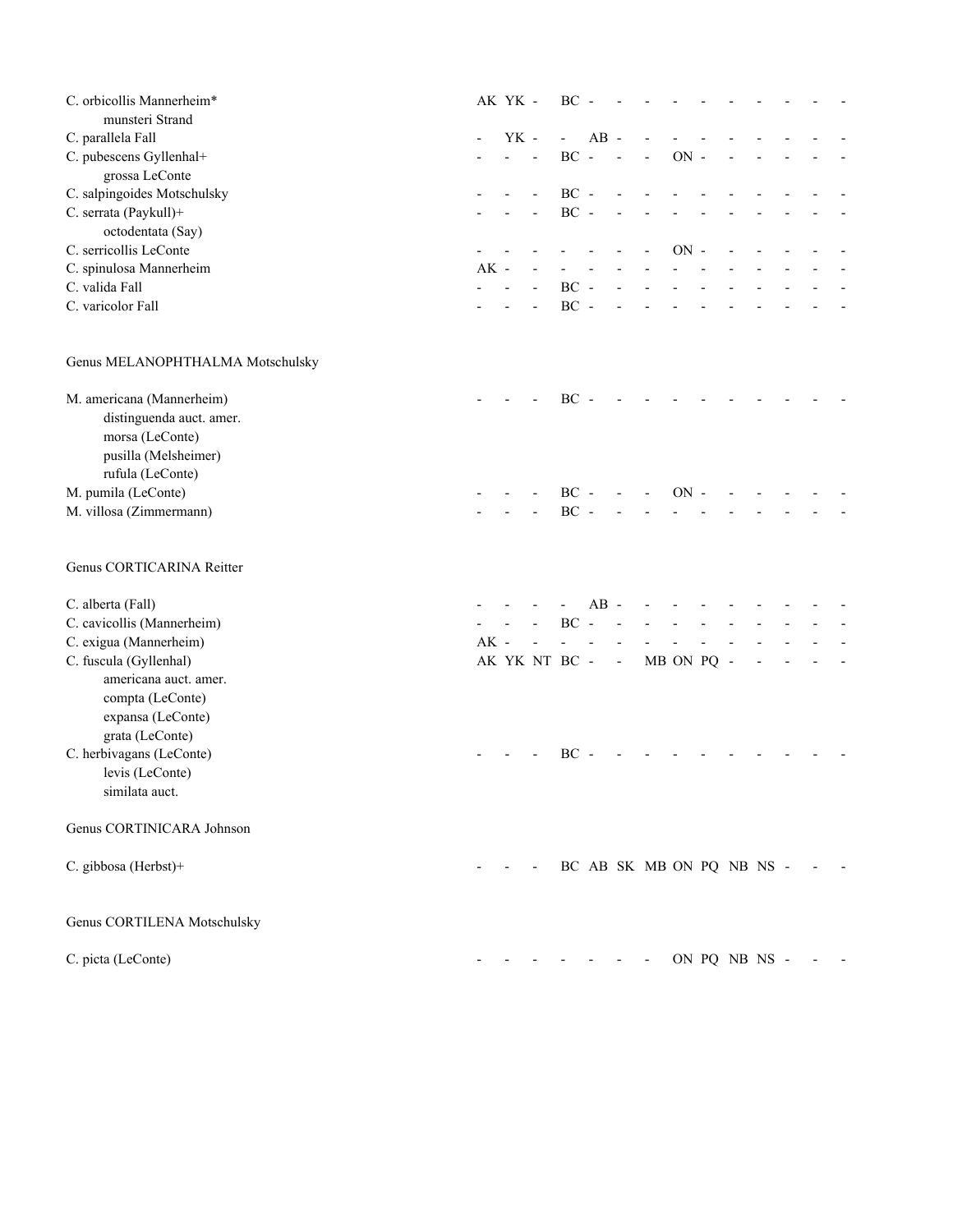| | | | | | | | | | | | | | | |
|---|---|---|---|---|---|---|---|---|---|---|---|---|---|---|
| C. orbicollis Mannerheim* | AK | YK | - | BC | - | - | - | - | - | - | - | - | - | - |
| munsteri Strand | | | | | | | | | | | | | | |
| C. parallela Fall | - | YK | - | - | AB | - | - | - | - | - | - | - | - | - |
| C. pubescens Gyllenhal+ | - | - | - | BC | - | - | - | ON | - | - | - | - | - | - |
| grossa LeConte | | | | | | | | | | | | | | |
| C. salpingoides Motschulsky | - | - | - | BC | - | - | - | - | - | - | - | - | - | - |
| C. serrata (Paykull)+ | - | - | - | BC | - | - | - | - | - | - | - | - | - | - |
| octodentata (Say) | | | | | | | | | | | | | | |
| C. serricollis LeConte | - | - | - | - | - | - | - | ON | - | - | - | - | - | - |
| C. spinulosa Mannerheim | AK | - | - | - | - | - | - | - | - | - | - | - | - | - |
| C. valida Fall | - | - | - | BC | - | - | - | - | - | - | - | - | - | - |
| C. varicolor Fall | - | - | - | BC | - | - | - | - | - | - | - | - | - | - |

Genus MELANOPHTHALMA Motschulsky

| | | | | | | | | | | | | | | |
|---|---|---|---|---|---|---|---|---|---|---|---|---|---|---|
| M. americana (Mannerheim) | - | - | - | BC | - | - | - | - | - | - | - | - | - | - |
| distinguenda auct. amer. | | | | | | | | | | | | | | |
| morsa (LeConte) | | | | | | | | | | | | | | |
| pusilla (Melsheimer) | | | | | | | | | | | | | | |
| rufula (LeConte) | | | | | | | | | | | | | | |
| M. pumila (LeConte) | - | - | - | BC | - | - | - | ON | - | - | - | - | - | - |
| M. villosa (Zimmermann) | - | - | - | BC | - | - | - | - | - | - | - | - | - | - |

Genus CORTICARINA Reitter

| | | | | | | | | | | | | | | |
|---|---|---|---|---|---|---|---|---|---|---|---|---|---|---|
| C. alberta (Fall) | - | - | - | - | AB | - | - | - | - | - | - | - | - | - |
| C. cavicollis (Mannerheim) | - | - | - | BC | - | - | - | - | - | - | - | - | - | - |
| C. exigua (Mannerheim) | AK | - | - | - | - | - | - | - | - | - | - | - | - | - |
| C. fuscula (Gyllenhal) | AK | YK | NT | BC | - | - | MB | ON | PQ | - | - | - | - | - |
| americana auct. amer. | | | | | | | | | | | | | | |
| compta (LeConte) | | | | | | | | | | | | | | |
| expansa (LeConte) | | | | | | | | | | | | | | |
| grata (LeConte) | | | | | | | | | | | | | | |
| C. herbivagans (LeConte) | - | - | - | BC | - | - | - | - | - | - | - | - | - | - |
| levis (LeConte) | | | | | | | | | | | | | | |
| similata auct. | | | | | | | | | | | | | | |

Genus CORTINICARA Johnson

| | | | | | | | | | | | | | | |
|---|---|---|---|---|---|---|---|---|---|---|---|---|---|---|
| C. gibbosa (Herbst)+ | - | - | - | BC | AB | SK | MB | ON | PQ | NB | NS | - | - | - |

Genus CORTILENA Motschulsky

| | | | | | | | | | | | | | | |
|---|---|---|---|---|---|---|---|---|---|---|---|---|---|---|
| C. picta (LeConte) | - | - | - | - | - | - | - | ON | PQ | NB | NS | - | - | - |